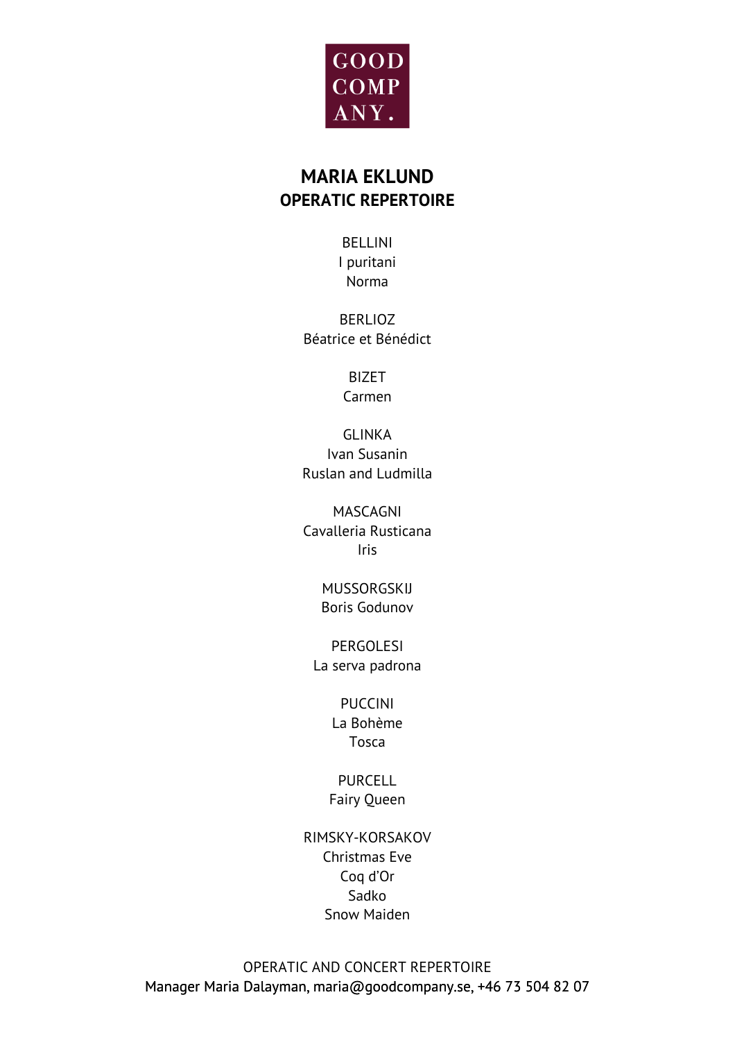GOOD COMP ANY.

# MARIA EKLUND
## OPERATIC REPERTOIRE

BELLINI
I puritani
Norma

BERLIOZ
Béatrice et Bénédict

BIZET
Carmen

GLINKA
Ivan Susanin
Ruslan and Ludmilla

MASCAGNI
Cavalleria Rusticana
Iris

MUSSORGSKIJ
Boris Godunov

PERGOLESI
La serva padrona

PUCCINI
La Bohème
Tosca

PURCELL
Fairy Queen

RIMSKY-KORSAKOV
Christmas Eve
Coq d'Or
Sadko
Snow Maiden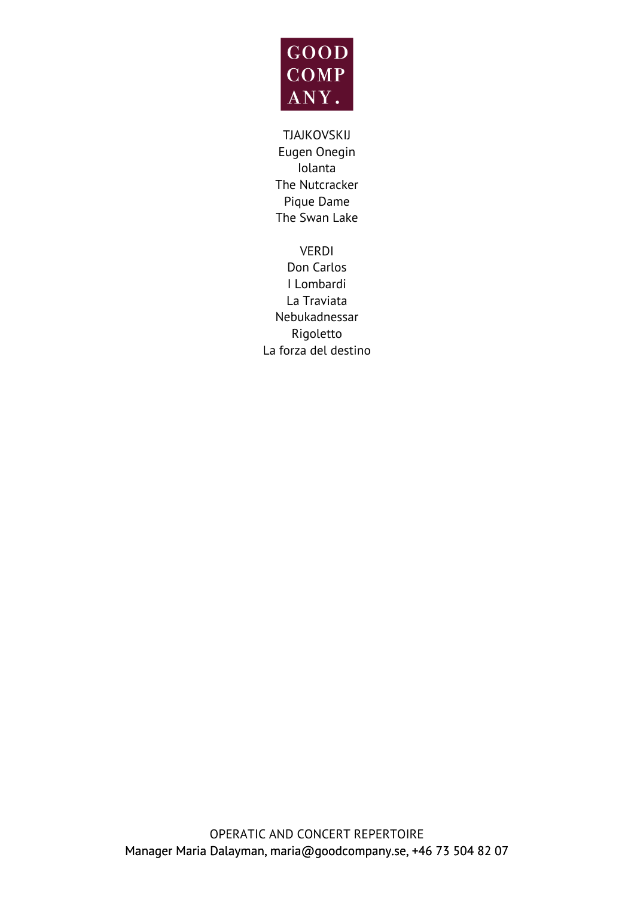TJAJKOVSKIJ

Eugen Onegin

Iolanta

The Nutcracker

Pique Dame

The Swan Lake

VERDI

Don Carlos

I Lombardi

La Traviata

Nebukadnessar

Rigoletto

La forza del destino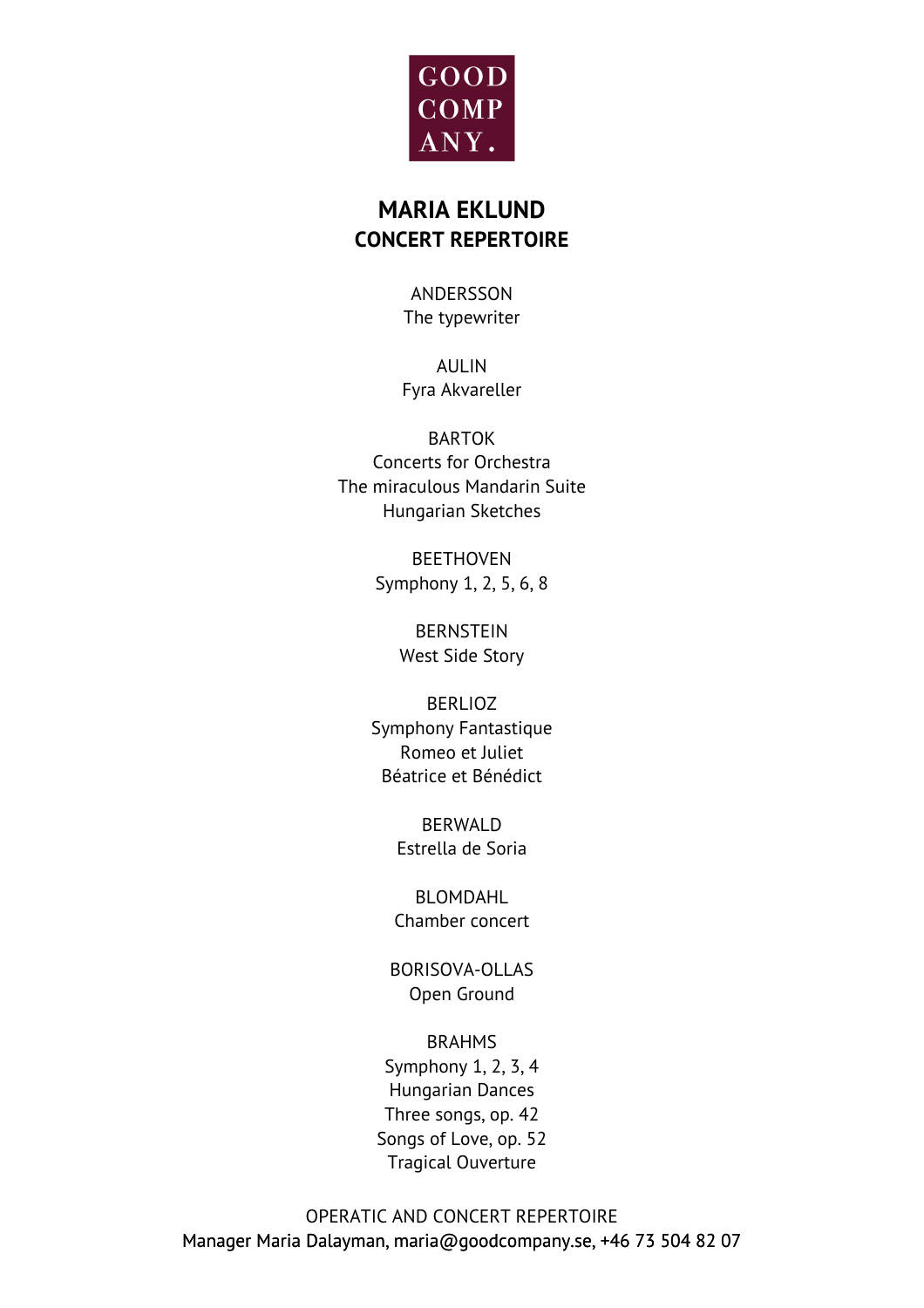GOOD COMP ANY.

## MARIA EKLUND
### CONCERT REPERTOIRE

ANDERSSON
The typewriter

AULIN
Fyra Akvareller

BARTOK
Concerts for Orchestra
The miraculous Mandarin Suite
Hungarian Sketches

BEETHOVEN
Symphony 1, 2, 5, 6, 8

BERNSTEIN
West Side Story

BERLIOZ
Symphony Fantastique
Romeo et Juliet
Béatrice et Bénédict

BERWALD
Estrella de Soria

BLOMDAHL
Chamber concert

BORISOVA-OLLAS
Open Ground

BRAHMS
Symphony 1, 2, 3, 4
Hungarian Dances
Three songs, op. 42
Songs of Love, op. 52
Tragical Ouverture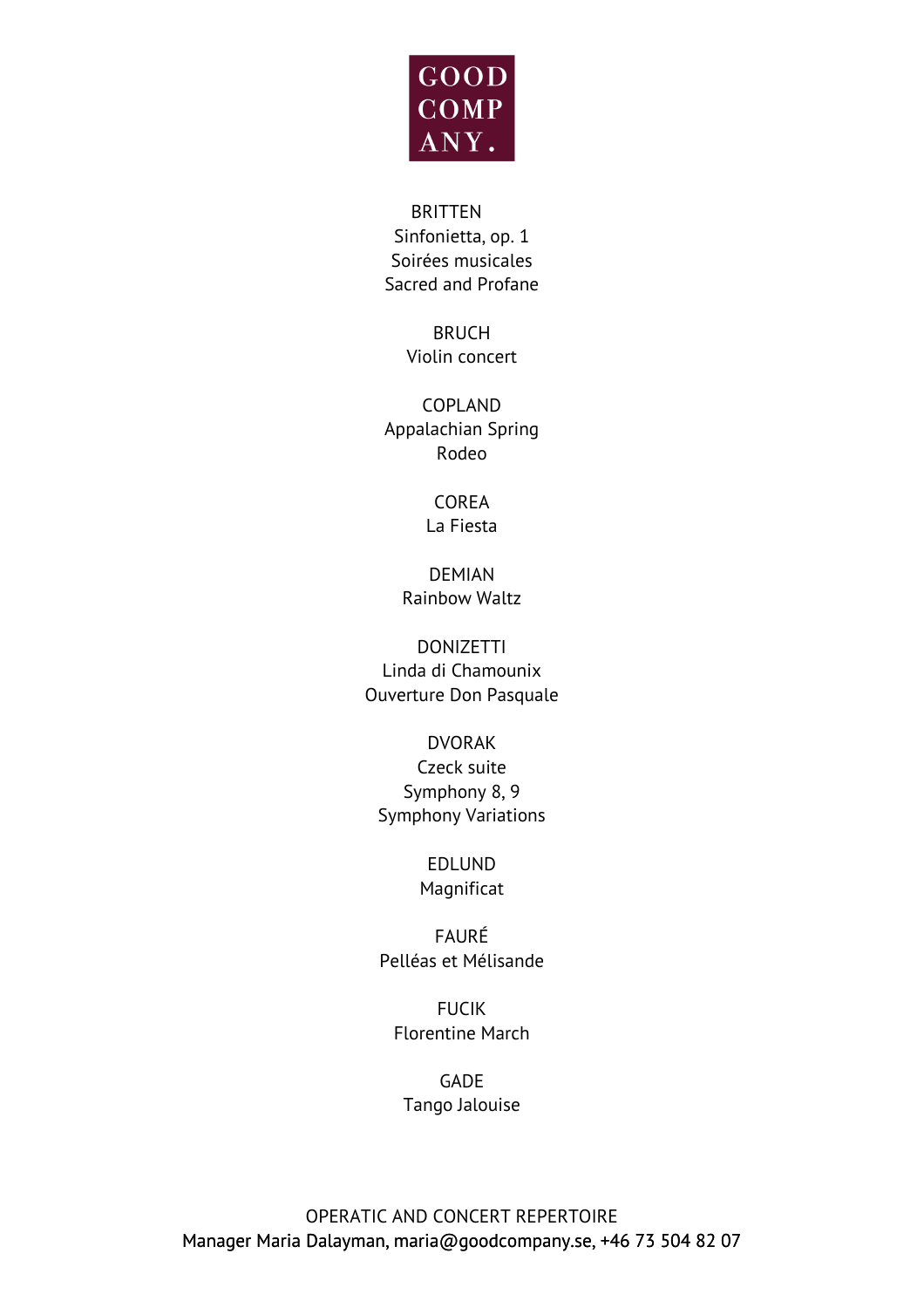GOOD COMP ANY.

BRITTEN
Sinfonietta, op. 1
Soirées musicales
Sacred and Profane

BRUCH
Violin concert

COPLAND
Appalachian Spring
Rodeo

COREA
La Fiesta

DEMIAN
Rainbow Waltz

DONIZETTI
Linda di Chamounix
Ouverture Don Pasquale

DVORAK
Czeck suite
Symphony 8, 9
Symphony Variations

EDLUND
Magnificat

FAURÉ
Pelléas et Mélisande

FUCIK
Florentine March

GADE
Tango Jalouise

OPERATIC AND CONCERT REPERTOIRE
Manager Maria Dalayman, maria@goodcompany.se, +46 73 504 82 07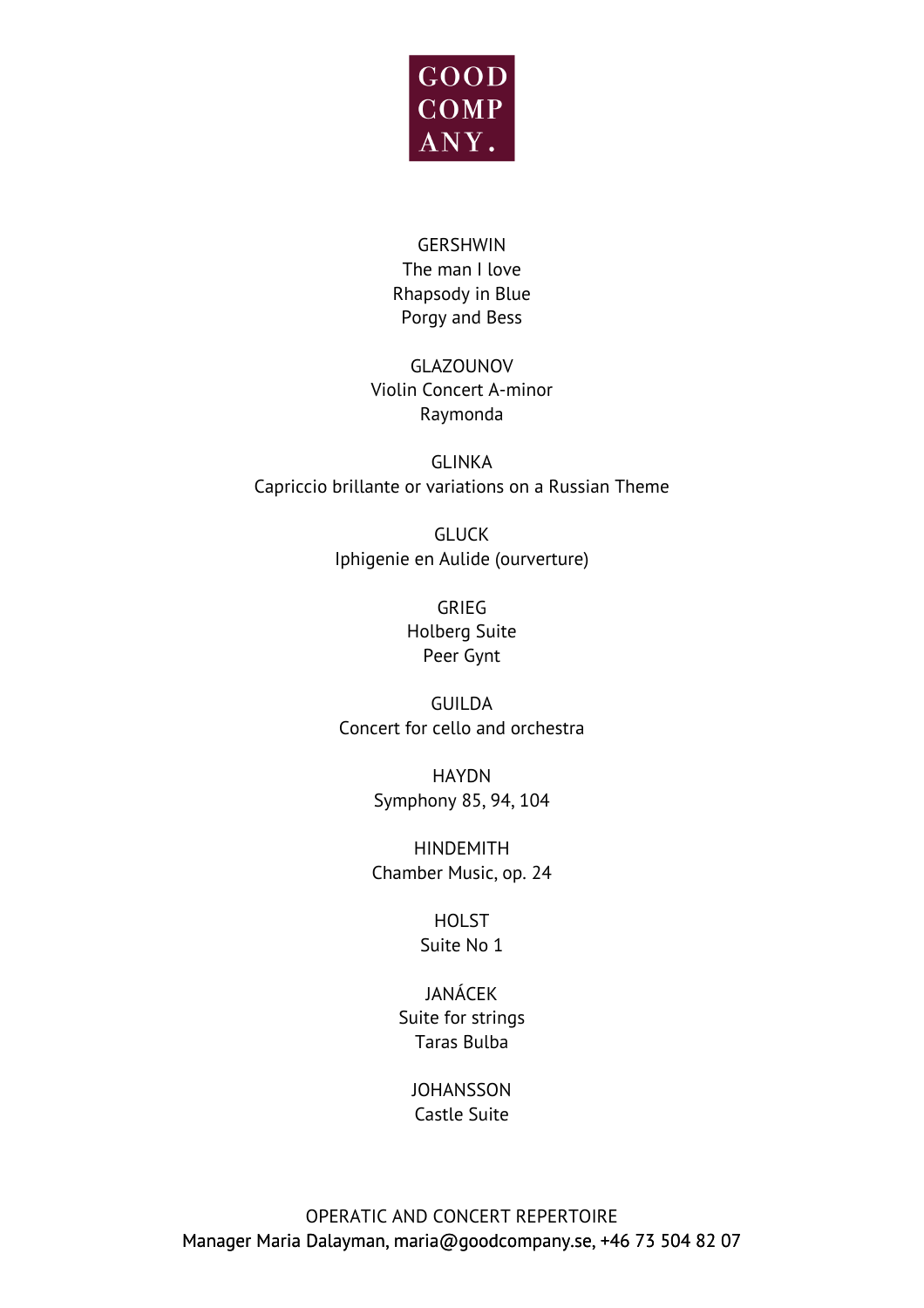GERSHWIN
The man I love
Rhapsody in Blue
Porgy and Bess

GLAZOUNOV
Violin Concert A-minor
Raymonda

GLINKA
Capriccio brillante or variations on a Russian Theme

GLUCK
Iphigenie en Aulide (ourverture)

GRIEG
Holberg Suite
Peer Gynt

GUILDA
Concert for cello and orchestra

HAYDN
Symphony 85, 94, 104

HINDEMITH
Chamber Music, op. 24

HOLST
Suite No 1

JANÁCEK
Suite for strings
Taras Bulba

JOHANSSON
Castle Suite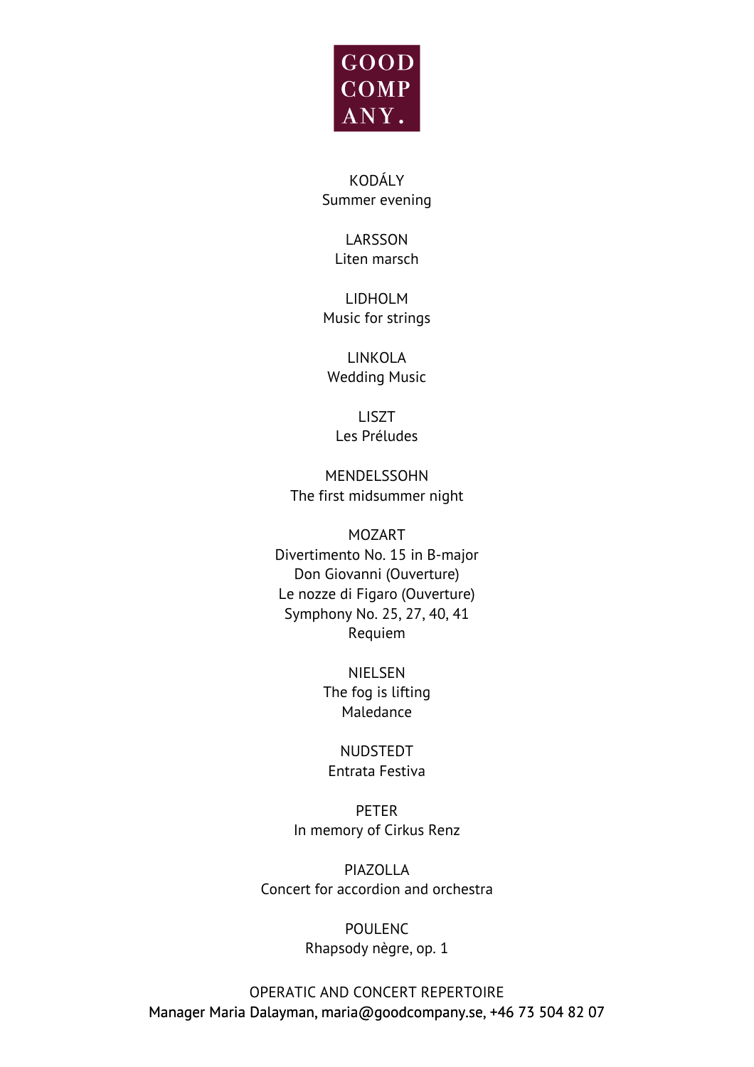GOOD COMP ANY.

KODÁLY
Summer evening

LARSSON
Liten marsch

LIDHOLM
Music for strings

LINKOLA
Wedding Music

LISZT
Les Préludes

MENDELSSOHN
The first midsummer night

MOZART
Divertimento No. 15 in B-major
Don Giovanni (Ouverture)
Le nozze di Figaro (Ouverture)
Symphony No. 25, 27, 40, 41
Requiem

NIELSEN
The fog is lifting
Maledance

NUDSTEDT
Entrata Festiva

PETER
In memory of Cirkus Renz

PIAZOLLA
Concert for accordion and orchestra

POULENC
Rhapsody nègre, op. 1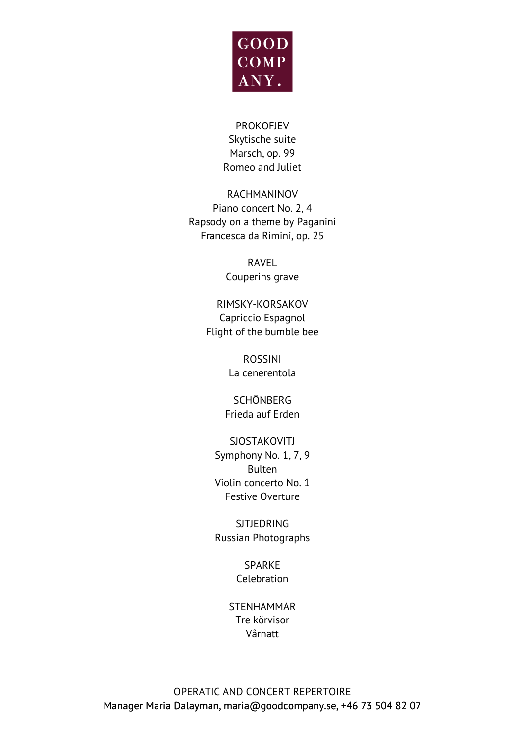PROKOFJEV
Skytische suite
Marsch, op. 99
Romeo and Juliet

RACHMANINOV
Piano concert No. 2, 4
Rapsody on a theme by Paganini
Francesca da Rimini, op. 25

RAVEL
Couperins grave

RIMSKY-KORSAKOV
Capriccio Espagnol
Flight of the bumble bee

ROSSINI
La cenerentola

SCHÖNBERG
Frieda auf Erden

SJOSTAKOVITJ
Symphony No. 1, 7, 9
Bulten
Violin concerto No. 1
Festive Overture

SJTJEDRING
Russian Photographs

SPARKE
Celebration

STENHAMMAR
Tre körvisor
Vårnatt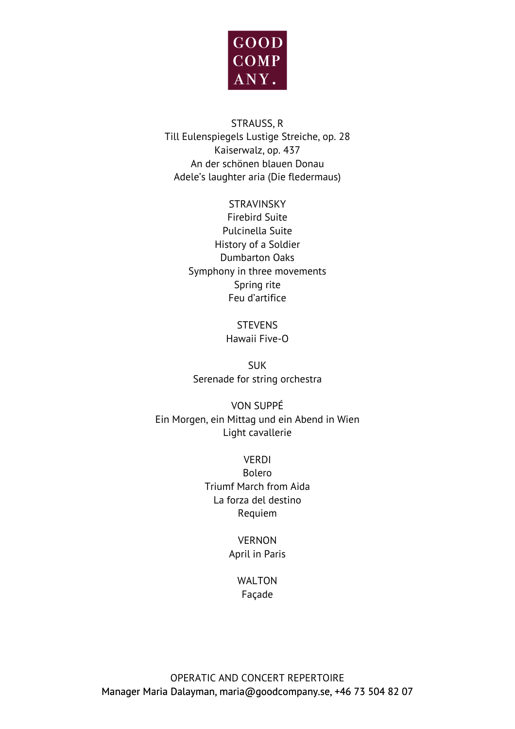STRAUSS, R
Till Eulenspiegels Lustige Streiche, op. 28
Kaiserwalz, op. 437
An der schönen blauen Donau
Adele's laughter aria (Die fledermaus)

STRAVINSKY
Firebird Suite
Pulcinella Suite
History of a Soldier
Dumbarton Oaks
Symphony in three movements
Spring rite
Feu d'artifice

STEVENS
Hawaii Five-O

SUK
Serenade for string orchestra

VON SUPPÉ
Ein Morgen, ein Mittag und ein Abend in Wien
Light cavallerie

VERDI
Bolero
Triumf March from Aida
La forza del destino
Requiem

VERNON
April in Paris

WALTON
Façade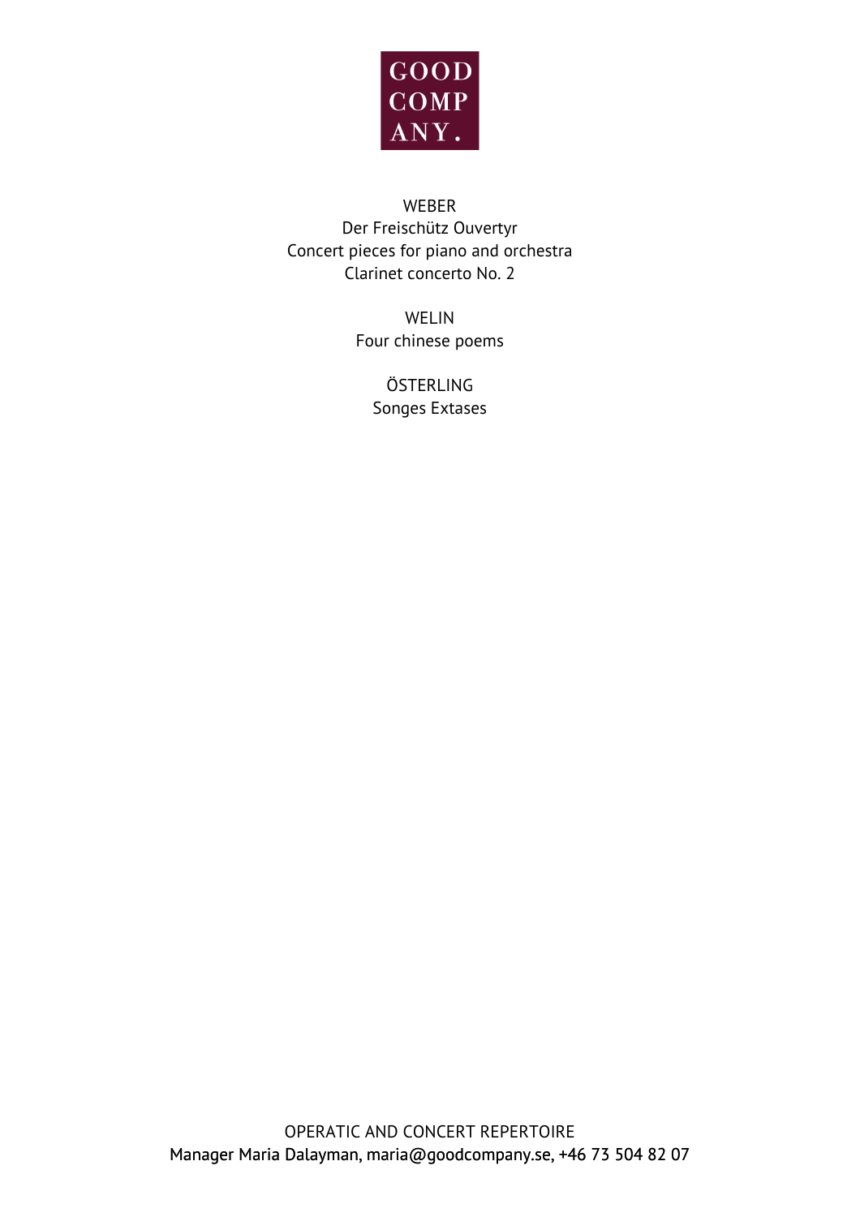WEBER
Der Freischütz Ouvertyr
Concert pieces for piano and orchestra
Clarinet concerto No. 2

WELIN
Four chinese poems

ÖSTERLING
Songes Extases